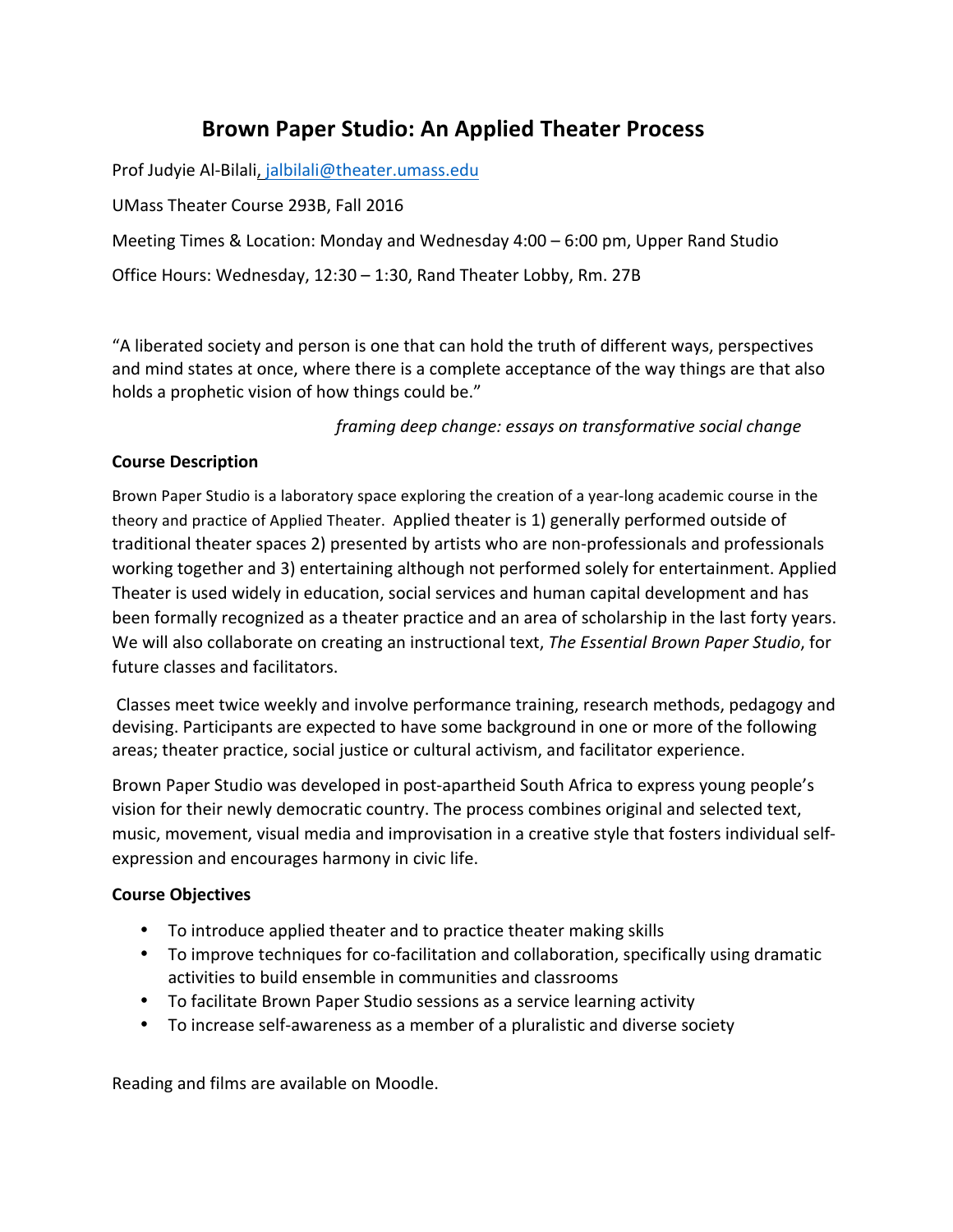# Brown Paper Studio: An Applied Theater Process

Prof Judyie Al-Bilali, jalbilali@theater.umass.edu

UMass Theater Course 293B, Fall 2016

Meeting Times & Location: Monday and Wednesday 4:00 – 6:00 pm, Upper Rand Studio

Office Hours: Wednesday, 12:30 – 1:30, Rand Theater Lobby, Rm. 27B

"A liberated society and person is one that can hold the truth of different ways, perspectives and mind states at once, where there is a complete acceptance of the way things are that also holds a prophetic vision of how things could be."

*framing deep change: essays on transformative social change*

**Course Description**

Brown Paper Studio is a laboratory space exploring the creation of a year-long academic course in the theory and practice of Applied Theater. Applied theater is 1) generally performed outside of traditional theater spaces 2) presented by artists who are non-professionals and professionals working together and 3) entertaining although not performed solely for entertainment. Applied Theater is used widely in education, social services and human capital development and has been formally recognized as a theater practice and an area of scholarship in the last forty years. We will also collaborate on creating an instructional text, *The Essential Brown Paper Studio*, for future classes and facilitators.

Classes meet twice weekly and involve performance training, research methods, pedagogy and devising. Participants are expected to have some background in one or more of the following areas; theater practice, social justice or cultural activism, and facilitator experience.

Brown Paper Studio was developed in post-apartheid South Africa to express young people's vision for their newly democratic country. The process combines original and selected text, music, movement, visual media and improvisation in a creative style that fosters individual self-expression and encourages harmony in civic life.

**Course Objectives**

- To introduce applied theater and to practice theater making skills
- To improve techniques for co-facilitation and collaboration, specifically using dramatic activities to build ensemble in communities and classrooms
- To facilitate Brown Paper Studio sessions as a service learning activity
- To increase self-awareness as a member of a pluralistic and diverse society

Reading and films are available on Moodle.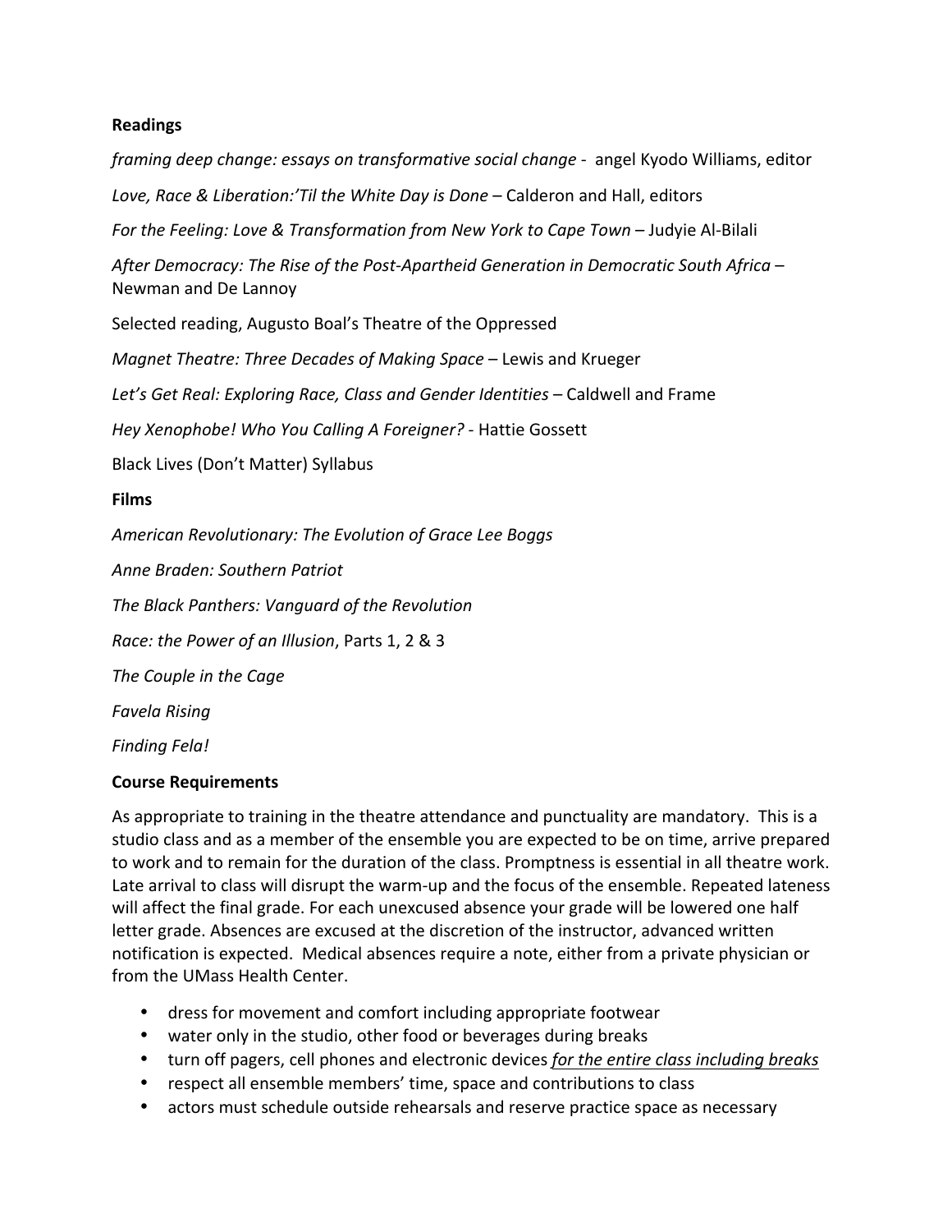**Readings**

*framing deep change: essays on transformative social change* - angel Kyodo Williams, editor

*Love, Race & Liberation:'Til the White Day is Done* – Calderon and Hall, editors

*For the Feeling: Love & Transformation from New York to Cape Town* – Judyie Al-Bilali

*After Democracy: The Rise of the Post-Apartheid Generation in Democratic South Africa* – Newman and De Lannoy

Selected reading, Augusto Boal's Theatre of the Oppressed

*Magnet Theatre: Three Decades of Making Space* – Lewis and Krueger

*Let's Get Real: Exploring Race, Class and Gender Identities* – Caldwell and Frame

*Hey Xenophobe! Who You Calling A Foreigner?* - Hattie Gossett

Black Lives (Don't Matter) Syllabus

**Films**

*American Revolutionary: The Evolution of Grace Lee Boggs*

*Anne Braden: Southern Patriot*

*The Black Panthers: Vanguard of the Revolution*

*Race: the Power of an Illusion*, Parts 1, 2 & 3

*The Couple in the Cage*

*Favela Rising*

*Finding Fela!*

**Course Requirements**

As appropriate to training in the theatre attendance and punctuality are mandatory. This is a studio class and as a member of the ensemble you are expected to be on time, arrive prepared to work and to remain for the duration of the class. Promptness is essential in all theatre work. Late arrival to class will disrupt the warm-up and the focus of the ensemble. Repeated lateness will affect the final grade. For each unexcused absence your grade will be lowered one half letter grade. Absences are excused at the discretion of the instructor, advanced written notification is expected. Medical absences require a note, either from a private physician or from the UMass Health Center.

- dress for movement and comfort including appropriate footwear
- water only in the studio, other food or beverages during breaks
- turn off pagers, cell phones and electronic devices *for the entire class including breaks*
- respect all ensemble members' time, space and contributions to class
- actors must schedule outside rehearsals and reserve practice space as necessary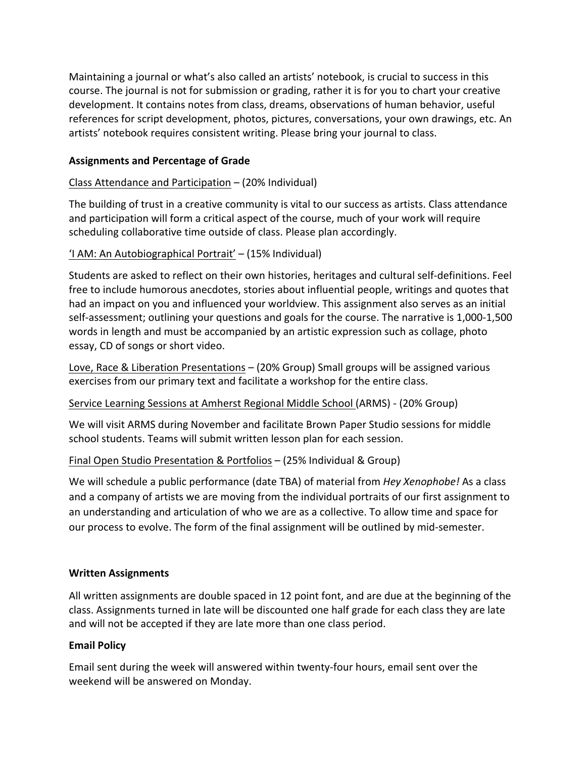Maintaining a journal or what's also called an artists' notebook, is crucial to success in this course. The journal is not for submission or grading, rather it is for you to chart your creative development. It contains notes from class, dreams, observations of human behavior, useful references for script development, photos, pictures, conversations, your own drawings, etc. An artists' notebook requires consistent writing. Please bring your journal to class.

**Assignments and Percentage of Grade**

<u>Class Attendance and Participation</u> – (20% Individual)

The building of trust in a creative community is vital to our success as artists. Class attendance and participation will form a critical aspect of the course, much of your work will require scheduling collaborative time outside of class. Please plan accordingly.

<u>'I AM: An Autobiographical Portrait'</u> – (15% Individual)

Students are asked to reflect on their own histories, heritages and cultural self-definitions. Feel free to include humorous anecdotes, stories about influential people, writings and quotes that had an impact on you and influenced your worldview. This assignment also serves as an initial self-assessment; outlining your questions and goals for the course. The narrative is 1,000-1,500 words in length and must be accompanied by an artistic expression such as collage, photo essay, CD of songs or short video.

<u>Love, Race & Liberation Presentations</u> – (20% Group) Small groups will be assigned various exercises from our primary text and facilitate a workshop for the entire class.

<u>Service Learning Sessions at Amherst Regional Middle School</u> (ARMS) - (20% Group)

We will visit ARMS during November and facilitate Brown Paper Studio sessions for middle school students. Teams will submit written lesson plan for each session.

<u>Final Open Studio Presentation & Portfolios</u> – (25% Individual & Group)

We will schedule a public performance (date TBA) of material from *Hey Xenophobe!* As a class and a company of artists we are moving from the individual portraits of our first assignment to an understanding and articulation of who we are as a collective. To allow time and space for our process to evolve. The form of the final assignment will be outlined by mid-semester.

**Written Assignments**

All written assignments are double spaced in 12 point font, and are due at the beginning of the class. Assignments turned in late will be discounted one half grade for each class they are late and will not be accepted if they are late more than one class period.

**Email Policy**

Email sent during the week will answered within twenty-four hours, email sent over the weekend will be answered on Monday.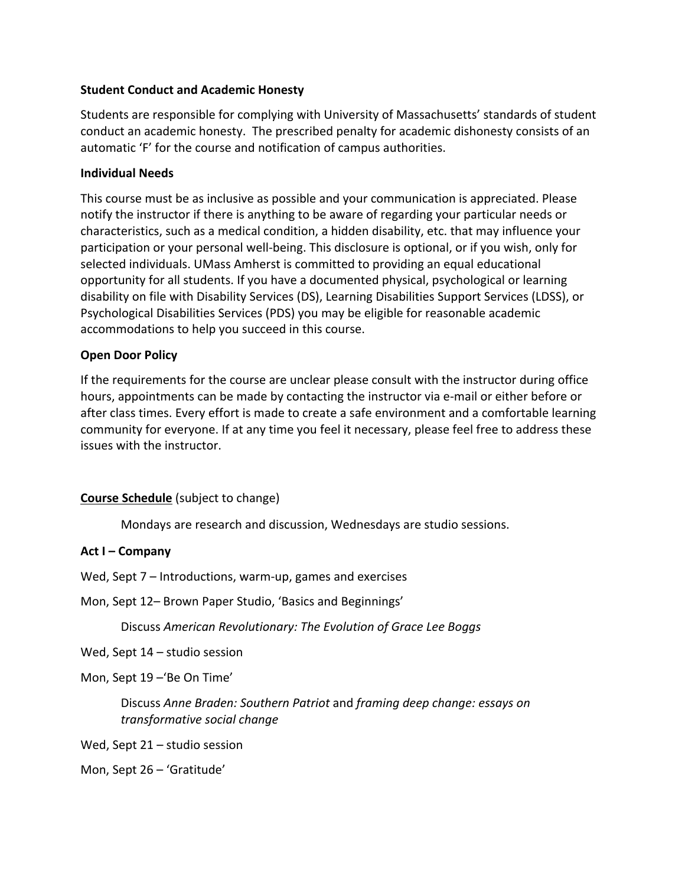**Student Conduct and Academic Honesty**

Students are responsible for complying with University of Massachusetts' standards of student conduct an academic honesty. The prescribed penalty for academic dishonesty consists of an automatic 'F' for the course and notification of campus authorities.

**Individual Needs**

This course must be as inclusive as possible and your communication is appreciated. Please notify the instructor if there is anything to be aware of regarding your particular needs or characteristics, such as a medical condition, a hidden disability, etc. that may influence your participation or your personal well-being. This disclosure is optional, or if you wish, only for selected individuals. UMass Amherst is committed to providing an equal educational opportunity for all students. If you have a documented physical, psychological or learning disability on file with Disability Services (DS), Learning Disabilities Support Services (LDSS), or Psychological Disabilities Services (PDS) you may be eligible for reasonable academic accommodations to help you succeed in this course.

**Open Door Policy**

If the requirements for the course are unclear please consult with the instructor during office hours, appointments can be made by contacting the instructor via e-mail or either before or after class times. Every effort is made to create a safe environment and a comfortable learning community for everyone. If at any time you feel it necessary, please feel free to address these issues with the instructor.

**<u>Course Schedule</u>** (subject to change)

Mondays are research and discussion, Wednesdays are studio sessions.

**Act I – Company**

Wed, Sept 7 – Introductions, warm-up, games and exercises

Mon, Sept 12– Brown Paper Studio, 'Basics and Beginnings'

Discuss *American Revolutionary: The Evolution of Grace Lee Boggs*

Wed, Sept 14 – studio session

Mon, Sept 19 –'Be On Time'

Discuss *Anne Braden: Southern Patriot* and *framing deep change: essays on transformative social change*

Wed, Sept 21 – studio session

Mon, Sept 26 – 'Gratitude'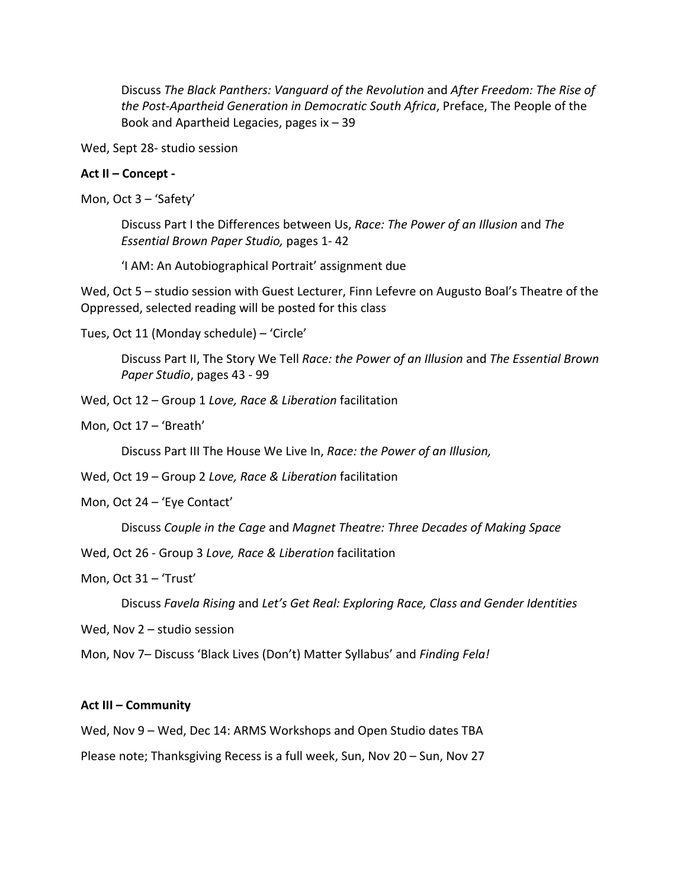Discuss *The Black Panthers: Vanguard of the Revolution* and *After Freedom: The Rise of the Post-Apartheid Generation in Democratic South Africa*, Preface, The People of the Book and Apartheid Legacies, pages ix – 39

Wed, Sept 28- studio session

**Act II – Concept -**

Mon, Oct 3 – 'Safety'

Discuss Part I the Differences between Us, *Race: The Power of an Illusion* and *The Essential Brown Paper Studio,* pages 1- 42

'I AM: An Autobiographical Portrait' assignment due

Wed, Oct 5 – studio session with Guest Lecturer, Finn Lefevre on Augusto Boal's Theatre of the Oppressed, selected reading will be posted for this class

Tues, Oct 11 (Monday schedule) – 'Circle'

Discuss Part II, The Story We Tell *Race: the Power of an Illusion* and *The Essential Brown Paper Studio*, pages 43 - 99

Wed, Oct 12 – Group 1 *Love, Race & Liberation* facilitation

Mon, Oct 17 – 'Breath'

Discuss Part III The House We Live In, *Race: the Power of an Illusion,*

Wed, Oct 19 – Group 2 *Love, Race & Liberation* facilitation

Mon, Oct 24 – 'Eye Contact'

Discuss *Couple in the Cage* and *Magnet Theatre: Three Decades of Making Space*

Wed, Oct 26 - Group 3 *Love, Race & Liberation* facilitation

Mon, Oct 31 – 'Trust'

Discuss *Favela Rising* and *Let's Get Real: Exploring Race, Class and Gender Identities*

Wed, Nov 2 – studio session

Mon, Nov 7– Discuss 'Black Lives (Don't) Matter Syllabus' and *Finding Fela!*

**Act III – Community**

Wed, Nov 9 – Wed, Dec 14: ARMS Workshops and Open Studio dates TBA

Please note; Thanksgiving Recess is a full week, Sun, Nov 20 – Sun, Nov 27